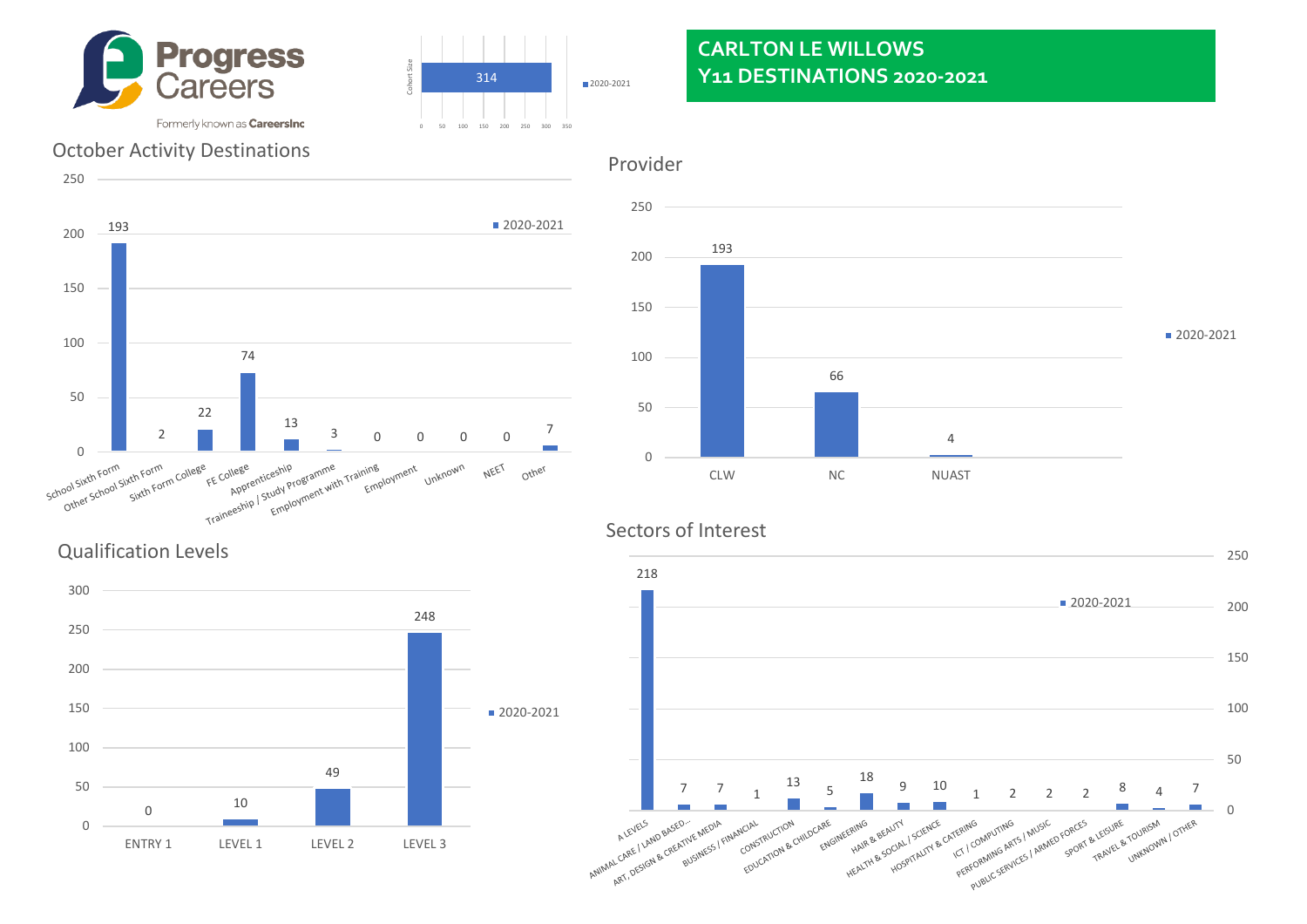Progress Careers

Formerly known as CareersInc

# CARLTON LE WILLOWS Y11 DESTINATIONS 2020-2021

**Cohort Size (2020-2021):** 314

## October Activity Destinations

| Destination | 2020-2021 |
|---|---|
| School Sixth Form | 193 |
| Other School Sixth Form | 2 |
| Sixth Form College | 22 |
| FE College | 74 |
| Apprenticeship | 13 |
| Traineeship / Study Programme | 3 |
| Employment with Training | 0 |
| Employment | 0 |
| Unknown | 0 |
| NEET | 0 |
| Other | 7 |

## Provider

| Provider | 2020-2021 |
|---|---|
| CLW | 193 |
| NC | 66 |
| NUAST | 4 |

## Qualification Levels

| Level | 2020-2021 |
|---|---|
| ENTRY 1 | 0 |
| LEVEL 1 | 10 |
| LEVEL 2 | 49 |
| LEVEL 3 | 248 |

## Sectors of Interest

| Sector | 2020-2021 |
|---|---|
| A LEVELS | 218 |
| ANIMAL CARE / LAND BASED... | 7 |
| ART, DESIGN & CREATIVE MEDIA | 7 |
| BUSINESS / FINANCIAL | 1 |
| CONSTRUCTION | 13 |
| EDUCATION & CHILDCARE | 5 |
| ENGINEERING | 18 |
| HAIR & BEAUTY | 9 |
| HEALTH & SOCIAL / SCIENCE | 10 |
| HOSPITALITY & CATERING | 1 |
| ICT / COMPUTING | 2 |
| PERFORMING ARTS / MUSIC | 2 |
| PUBLIC SERVICES / ARMED FORCES | 2 |
| SPORT & LEISURE | 8 |
| TRAVEL & TOURISM | 4 |
| UNKNOWN / OTHER | 7 |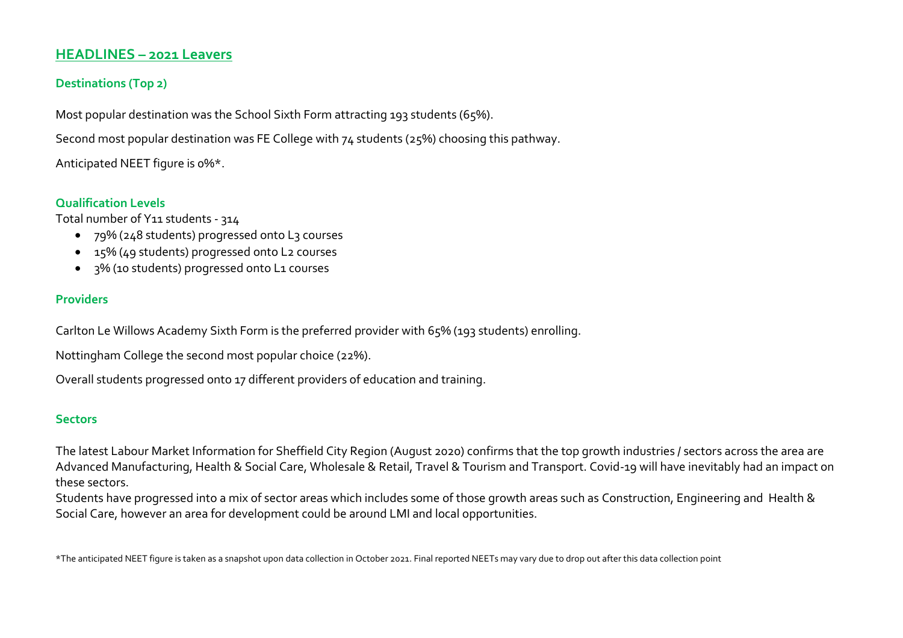## HEADLINES – 2021 Leavers

### Destinations (Top 2)

Most popular destination was the School Sixth Form attracting 193 students (65%).

Second most popular destination was FE College with 74 students (25%) choosing this pathway.

Anticipated NEET figure is 0%*.

### Qualification Levels

Total number of Y11 students - 314

- 79% (248 students) progressed onto L3 courses
- 15% (49 students) progressed onto L2 courses
- 3% (10 students) progressed onto L1 courses

### Providers

Carlton Le Willows Academy Sixth Form is the preferred provider with 65% (193 students) enrolling.

Nottingham College the second most popular choice (22%).

Overall students progressed onto 17 different providers of education and training.

### Sectors

The latest Labour Market Information for Sheffield City Region (August 2020) confirms that the top growth industries / sectors across the area are Advanced Manufacturing, Health & Social Care, Wholesale & Retail, Travel & Tourism and Transport. Covid-19 will have inevitably had an impact on these sectors.

Students have progressed into a mix of sector areas which includes some of those growth areas such as Construction, Engineering and Health & Social Care, however an area for development could be around LMI and local opportunities.

*The anticipated NEET figure is taken as a snapshot upon data collection in October 2021. Final reported NEETs may vary due to drop out after this data collection point